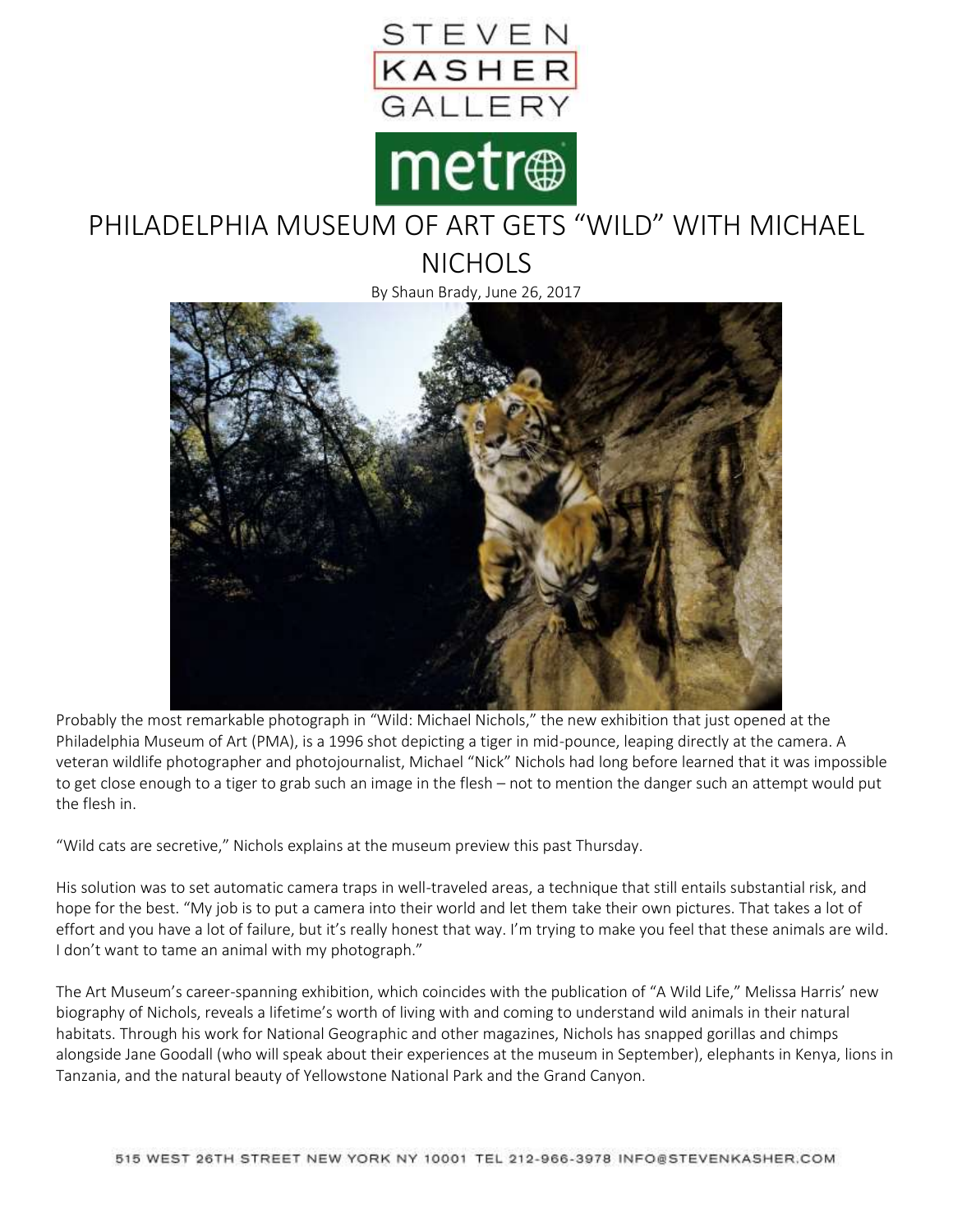STEVEN KASHER GALLERY

metro

# PHILADELPHIA MUSEUM OF ART GETS "WILD" WITH MICHAEL NICHOLS

By Shaun Brady, June 26, 2017

Probably the most remarkable photograph in "Wild: Michael Nichols," the new exhibition that just opened at the Philadelphia Museum of Art (PMA), is a 1996 shot depicting a tiger in mid-pounce, leaping directly at the camera. A veteran wildlife photographer and photojournalist, Michael "Nick" Nichols had long before learned that it was impossible to get close enough to a tiger to grab such an image in the flesh – not to mention the danger such an attempt would put the flesh in.

"Wild cats are secretive," Nichols explains at the museum preview this past Thursday.

His solution was to set automatic camera traps in well-traveled areas, a technique that still entails substantial risk, and hope for the best. "My job is to put a camera into their world and let them take their own pictures. That takes a lot of effort and you have a lot of failure, but it's really honest that way. I'm trying to make you feel that these animals are wild. I don't want to tame an animal with my photograph."

The Art Museum's career-spanning exhibition, which coincides with the publication of "A Wild Life," Melissa Harris' new biography of Nichols, reveals a lifetime's worth of living with and coming to understand wild animals in their natural habitats. Through his work for National Geographic and other magazines, Nichols has snapped gorillas and chimps alongside Jane Goodall (who will speak about their experiences at the museum in September), elephants in Kenya, lions in Tanzania, and the natural beauty of Yellowstone National Park and the Grand Canyon.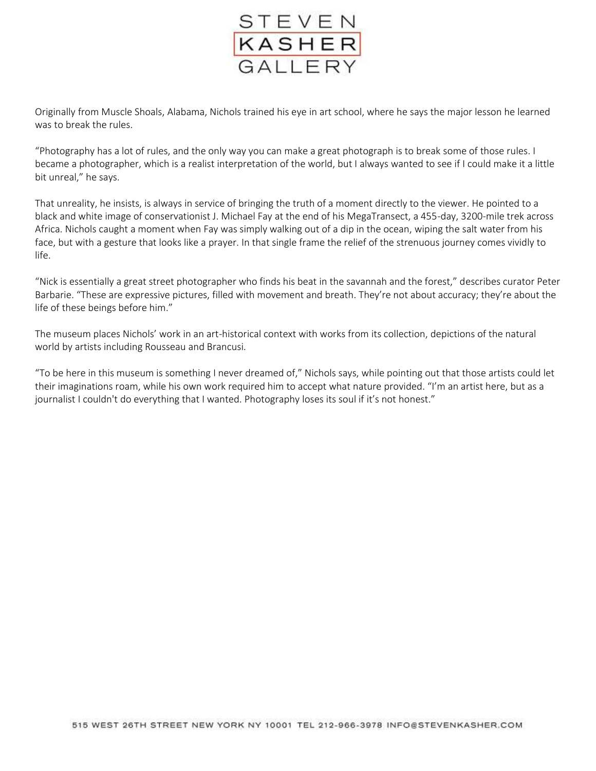Originally from Muscle Shoals, Alabama, Nichols trained his eye in art school, where he says the major lesson he learned was to break the rules.

“Photography has a lot of rules, and the only way you can make a great photograph is to break some of those rules. I became a photographer, which is a realist interpretation of the world, but I always wanted to see if I could make it a little bit unreal,” he says.

That unreality, he insists, is always in service of bringing the truth of a moment directly to the viewer. He pointed to a black and white image of conservationist J. Michael Fay at the end of his MegaTransect, a 455-day, 3200-mile trek across Africa. Nichols caught a moment when Fay was simply walking out of a dip in the ocean, wiping the salt water from his face, but with a gesture that looks like a prayer. In that single frame the relief of the strenuous journey comes vividly to life.

“Nick is essentially a great street photographer who finds his beat in the savannah and the forest,” describes curator Peter Barbarie. “These are expressive pictures, filled with movement and breath. They’re not about accuracy; they’re about the life of these beings before him.”

The museum places Nichols’ work in an art-historical context with works from its collection, depictions of the natural world by artists including Rousseau and Brancusi.

“To be here in this museum is something I never dreamed of,” Nichols says, while pointing out that those artists could let their imaginations roam, while his own work required him to accept what nature provided. “I’m an artist here, but as a journalist I couldn't do everything that I wanted. Photography loses its soul if it’s not honest.”